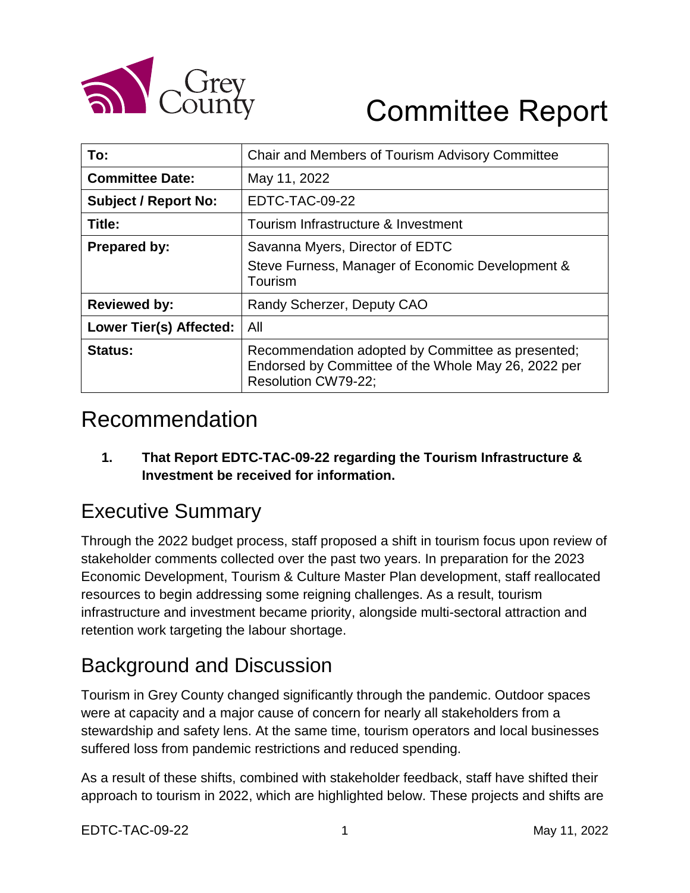# Committee Report

| To: | Chair and Members of Tourism Advisory Committee |
|---|---|
| **Committee Date:** | May 11, 2022 |
| **Subject / Report No:** | EDTC-TAC-09-22 |
| **Title:** | Tourism Infrastructure & Investment |
| **Prepared by:** | Savanna Myers, Director of EDTC<br>Steve Furness, Manager of Economic Development & Tourism |
| **Reviewed by:** | Randy Scherzer, Deputy CAO |
| **Lower Tier(s) Affected:** | All |
| **Status:** | Recommendation adopted by Committee as presented; Endorsed by Committee of the Whole May 26, 2022 per Resolution CW79-22; |

## Recommendation

1. **That Report EDTC-TAC-09-22 regarding the Tourism Infrastructure & Investment be received for information.**

## Executive Summary

Through the 2022 budget process, staff proposed a shift in tourism focus upon review of stakeholder comments collected over the past two years. In preparation for the 2023 Economic Development, Tourism & Culture Master Plan development, staff reallocated resources to begin addressing some reigning challenges. As a result, tourism infrastructure and investment became priority, alongside multi-sectoral attraction and retention work targeting the labour shortage.

## Background and Discussion

Tourism in Grey County changed significantly through the pandemic. Outdoor spaces were at capacity and a major cause of concern for nearly all stakeholders from a stewardship and safety lens. At the same time, tourism operators and local businesses suffered loss from pandemic restrictions and reduced spending.

As a result of these shifts, combined with stakeholder feedback, staff have shifted their approach to tourism in 2022, which are highlighted below. These projects and shifts are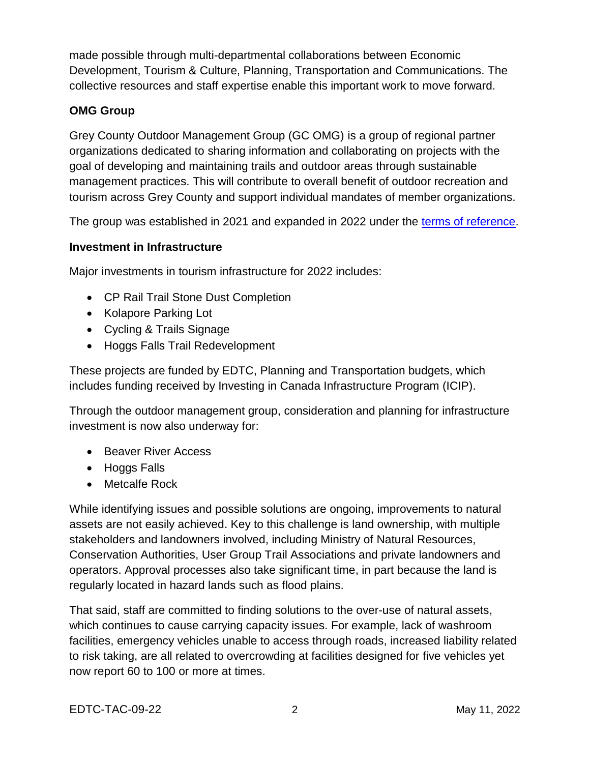made possible through multi-departmental collaborations between Economic Development, Tourism & Culture, Planning, Transportation and Communications. The collective resources and staff expertise enable this important work to move forward.

**OMG Group**

Grey County Outdoor Management Group (GC OMG) is a group of regional partner organizations dedicated to sharing information and collaborating on projects with the goal of developing and maintaining trails and outdoor areas through sustainable management practices. This will contribute to overall benefit of outdoor recreation and tourism across Grey County and support individual mandates of member organizations.

The group was established in 2021 and expanded in 2022 under the terms of reference.

**Investment in Infrastructure**

Major investments in tourism infrastructure for 2022 includes:

- CP Rail Trail Stone Dust Completion
- Kolapore Parking Lot
- Cycling & Trails Signage
- Hoggs Falls Trail Redevelopment

These projects are funded by EDTC, Planning and Transportation budgets, which includes funding received by Investing in Canada Infrastructure Program (ICIP).

Through the outdoor management group, consideration and planning for infrastructure investment is now also underway for:

- Beaver River Access
- Hoggs Falls
- Metcalfe Rock

While identifying issues and possible solutions are ongoing, improvements to natural assets are not easily achieved. Key to this challenge is land ownership, with multiple stakeholders and landowners involved, including Ministry of Natural Resources, Conservation Authorities, User Group Trail Associations and private landowners and operators. Approval processes also take significant time, in part because the land is regularly located in hazard lands such as flood plains.

That said, staff are committed to finding solutions to the over-use of natural assets, which continues to cause carrying capacity issues. For example, lack of washroom facilities, emergency vehicles unable to access through roads, increased liability related to risk taking, are all related to overcrowding at facilities designed for five vehicles yet now report 60 to 100 or more at times.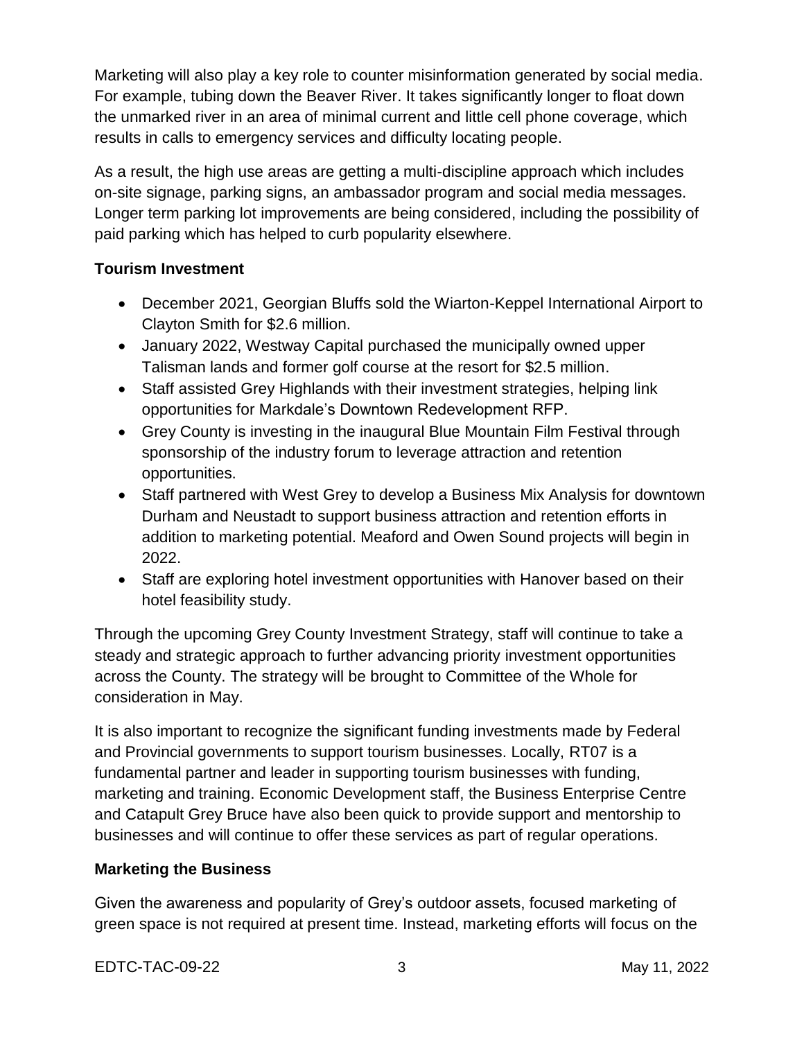Marketing will also play a key role to counter misinformation generated by social media. For example, tubing down the Beaver River. It takes significantly longer to float down the unmarked river in an area of minimal current and little cell phone coverage, which results in calls to emergency services and difficulty locating people.

As a result, the high use areas are getting a multi-discipline approach which includes on-site signage, parking signs, an ambassador program and social media messages. Longer term parking lot improvements are being considered, including the possibility of paid parking which has helped to curb popularity elsewhere.

**Tourism Investment**

- December 2021, Georgian Bluffs sold the Wiarton-Keppel International Airport to Clayton Smith for $2.6 million.
- January 2022, Westway Capital purchased the municipally owned upper Talisman lands and former golf course at the resort for $2.5 million.
- Staff assisted Grey Highlands with their investment strategies, helping link opportunities for Markdale's Downtown Redevelopment RFP.
- Grey County is investing in the inaugural Blue Mountain Film Festival through sponsorship of the industry forum to leverage attraction and retention opportunities.
- Staff partnered with West Grey to develop a Business Mix Analysis for downtown Durham and Neustadt to support business attraction and retention efforts in addition to marketing potential. Meaford and Owen Sound projects will begin in 2022.
- Staff are exploring hotel investment opportunities with Hanover based on their hotel feasibility study.

Through the upcoming Grey County Investment Strategy, staff will continue to take a steady and strategic approach to further advancing priority investment opportunities across the County. The strategy will be brought to Committee of the Whole for consideration in May.

It is also important to recognize the significant funding investments made by Federal and Provincial governments to support tourism businesses. Locally, RT07 is a fundamental partner and leader in supporting tourism businesses with funding, marketing and training. Economic Development staff, the Business Enterprise Centre and Catapult Grey Bruce have also been quick to provide support and mentorship to businesses and will continue to offer these services as part of regular operations.

**Marketing the Business**

Given the awareness and popularity of Grey's outdoor assets, focused marketing of green space is not required at present time. Instead, marketing efforts will focus on the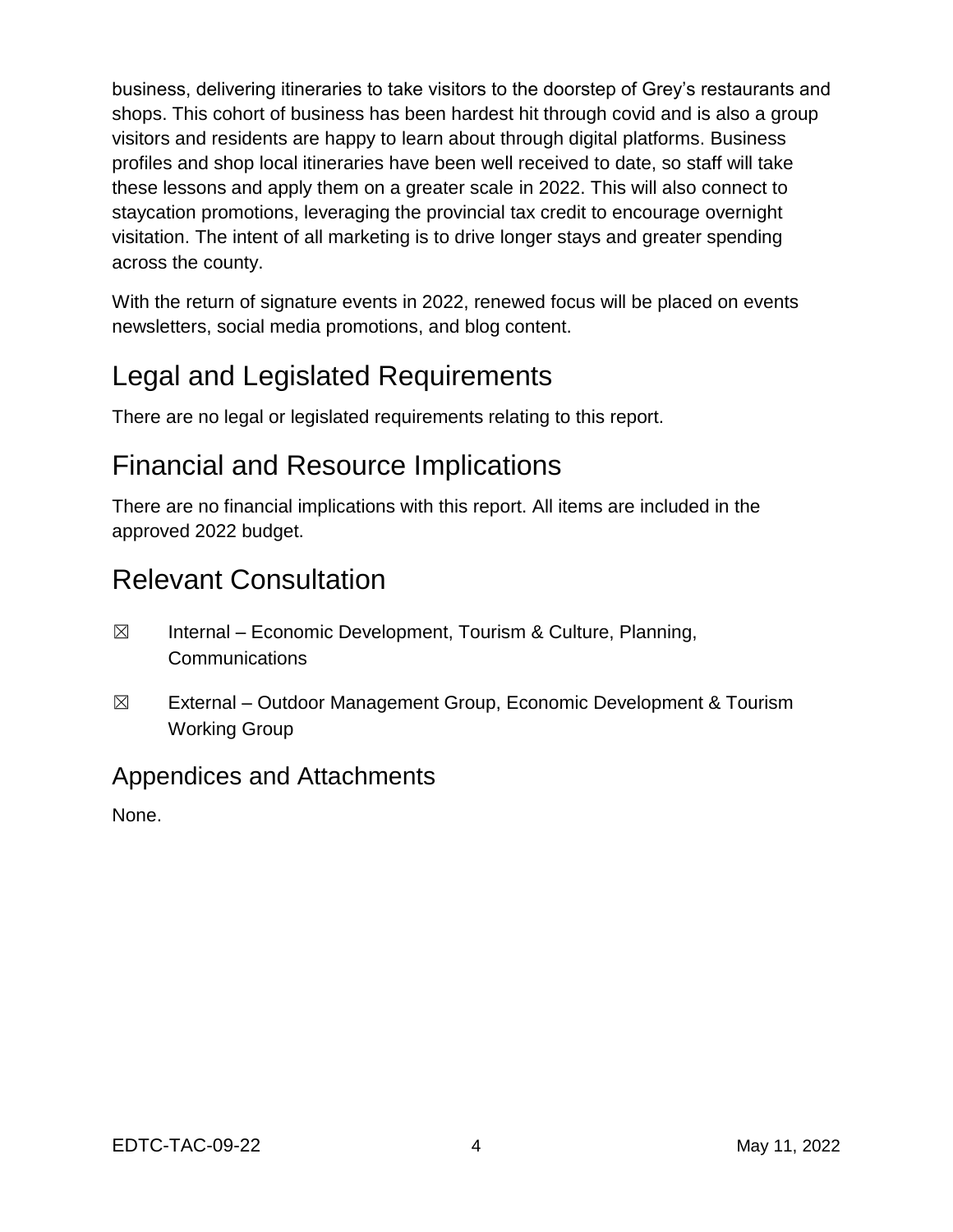business, delivering itineraries to take visitors to the doorstep of Grey's restaurants and shops. This cohort of business has been hardest hit through covid and is also a group visitors and residents are happy to learn about through digital platforms. Business profiles and shop local itineraries have been well received to date, so staff will take these lessons and apply them on a greater scale in 2022. This will also connect to staycation promotions, leveraging the provincial tax credit to encourage overnight visitation. The intent of all marketing is to drive longer stays and greater spending across the county.

With the return of signature events in 2022, renewed focus will be placed on events newsletters, social media promotions, and blog content.

# Legal and Legislated Requirements

There are no legal or legislated requirements relating to this report.

# Financial and Resource Implications

There are no financial implications with this report. All items are included in the approved 2022 budget.

# Relevant Consultation

☒ Internal – Economic Development, Tourism & Culture, Planning, Communications

☒ External – Outdoor Management Group, Economic Development & Tourism Working Group

## Appendices and Attachments

None.